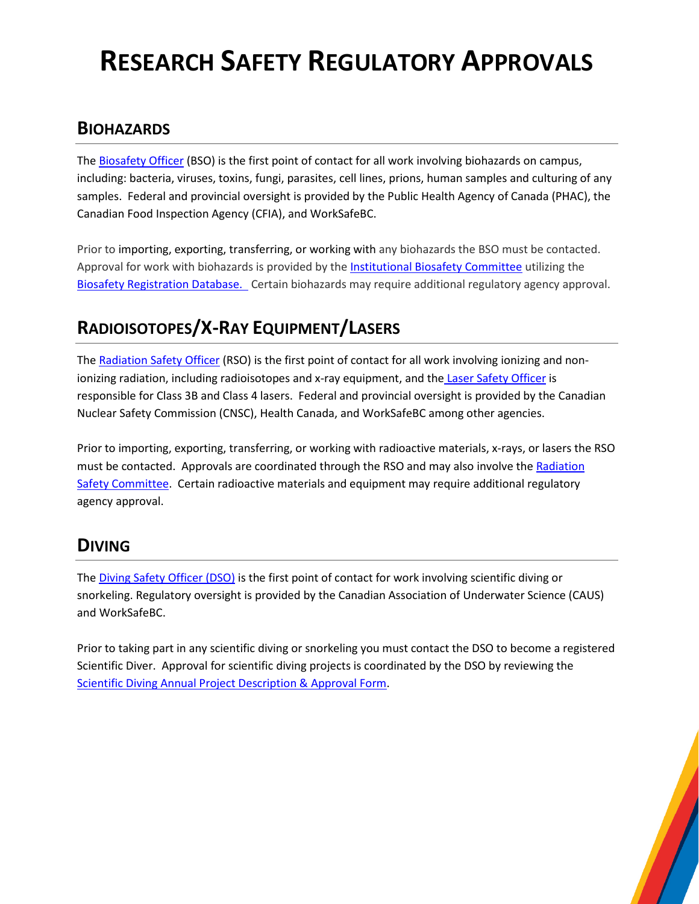# RESEARCH SAFETY REGULATORY APPROVALS

## BIOHAZARDS

The Biosafety Officer (BSO) is the first point of contact for all work involving biohazards on campus, including: bacteria, viruses, toxins, fungi, parasites, cell lines, prions, human samples and culturing of any samples. Federal and provincial oversight is provided by the Public Health Agency of Canada (PHAC), the Canadian Food Inspection Agency (CFIA), and WorkSafeBC.

Prior to importing, exporting, transferring, or working with any biohazards the BSO must be contacted. Approval for work with biohazards is provided by the Institutional Biosafety Committee utilizing the Biosafety Registration Database. Certain biohazards may require additional regulatory agency approval.

## RADIOISOTOPES/X-RAY EQUIPMENT/LASERS

The Radiation Safety Officer (RSO) is the first point of contact for all work involving ionizing and non-ionizing radiation, including radioisotopes and x-ray equipment, and the Laser Safety Officer is responsible for Class 3B and Class 4 lasers. Federal and provincial oversight is provided by the Canadian Nuclear Safety Commission (CNSC), Health Canada, and WorkSafeBC among other agencies.

Prior to importing, exporting, transferring, or working with radioactive materials, x-rays, or lasers the RSO must be contacted. Approvals are coordinated through the RSO and may also involve the Radiation Safety Committee. Certain radioactive materials and equipment may require additional regulatory agency approval.

## DIVING

The Diving Safety Officer (DSO) is the first point of contact for work involving scientific diving or snorkeling. Regulatory oversight is provided by the Canadian Association of Underwater Science (CAUS) and WorkSafeBC.

Prior to taking part in any scientific diving or snorkeling you must contact the DSO to become a registered Scientific Diver. Approval for scientific diving projects is coordinated by the DSO by reviewing the Scientific Diving Annual Project Description & Approval Form.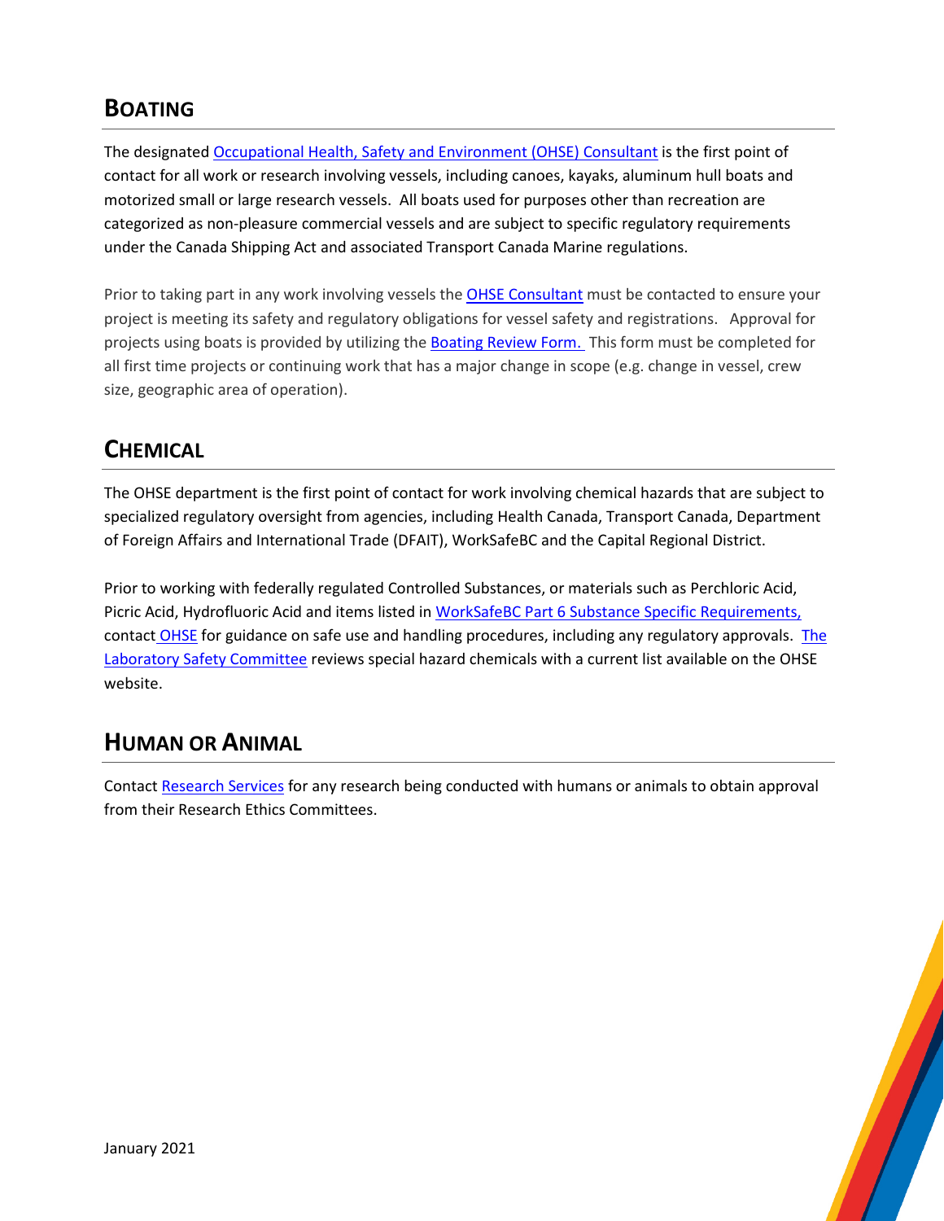## BOATING

The designated Occupational Health, Safety and Environment (OHSE) Consultant is the first point of contact for all work or research involving vessels, including canoes, kayaks, aluminum hull boats and motorized small or large research vessels. All boats used for purposes other than recreation are categorized as non-pleasure commercial vessels and are subject to specific regulatory requirements under the Canada Shipping Act and associated Transport Canada Marine regulations.

Prior to taking part in any work involving vessels the OHSE Consultant must be contacted to ensure your project is meeting its safety and regulatory obligations for vessel safety and registrations. Approval for projects using boats is provided by utilizing the Boating Review Form. This form must be completed for all first time projects or continuing work that has a major change in scope (e.g. change in vessel, crew size, geographic area of operation).

## CHEMICAL

The OHSE department is the first point of contact for work involving chemical hazards that are subject to specialized regulatory oversight from agencies, including Health Canada, Transport Canada, Department of Foreign Affairs and International Trade (DFAIT), WorkSafeBC and the Capital Regional District.

Prior to working with federally regulated Controlled Substances, or materials such as Perchloric Acid, Picric Acid, Hydrofluoric Acid and items listed in WorkSafeBC Part 6 Substance Specific Requirements, contact OHSE for guidance on safe use and handling procedures, including any regulatory approvals. The Laboratory Safety Committee reviews special hazard chemicals with a current list available on the OHSE website.

## HUMAN OR ANIMAL

Contact Research Services for any research being conducted with humans or animals to obtain approval from their Research Ethics Committees.

January 2021